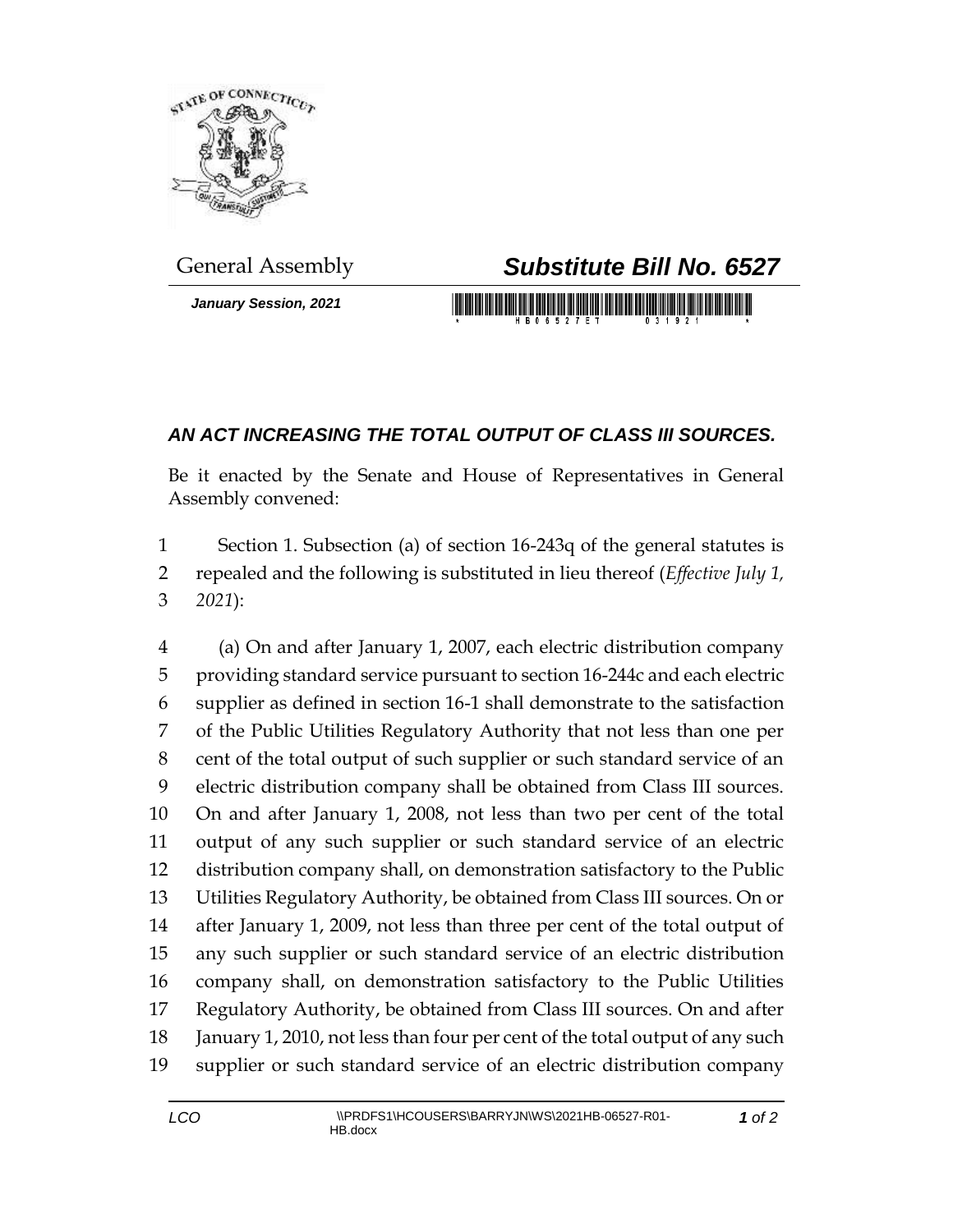General Assembly

# *Substitute Bill No. 6527*

***January Session, 2021***

## *AN ACT INCREASING THE TOTAL OUTPUT OF CLASS III SOURCES.*

Be it enacted by the Senate and House of Representatives in General Assembly convened:

1 Section 1. Subsection (a) of section 16-243q of the general statutes is
2 repealed and the following is substituted in lieu thereof (*Effective July 1,*
3 *2021*):

4 (a) On and after January 1, 2007, each electric distribution company
5 providing standard service pursuant to section 16-244c and each electric
6 supplier as defined in section 16-1 shall demonstrate to the satisfaction
7 of the Public Utilities Regulatory Authority that not less than one per
8 cent of the total output of such supplier or such standard service of an
9 electric distribution company shall be obtained from Class III sources.
10 On and after January 1, 2008, not less than two per cent of the total
11 output of any such supplier or such standard service of an electric
12 distribution company shall, on demonstration satisfactory to the Public
13 Utilities Regulatory Authority, be obtained from Class III sources. On or
14 after January 1, 2009, not less than three per cent of the total output of
15 any such supplier or such standard service of an electric distribution
16 company shall, on demonstration satisfactory to the Public Utilities
17 Regulatory Authority, be obtained from Class III sources. On and after
18 January 1, 2010, not less than four per cent of the total output of any such
19 supplier or such standard service of an electric distribution company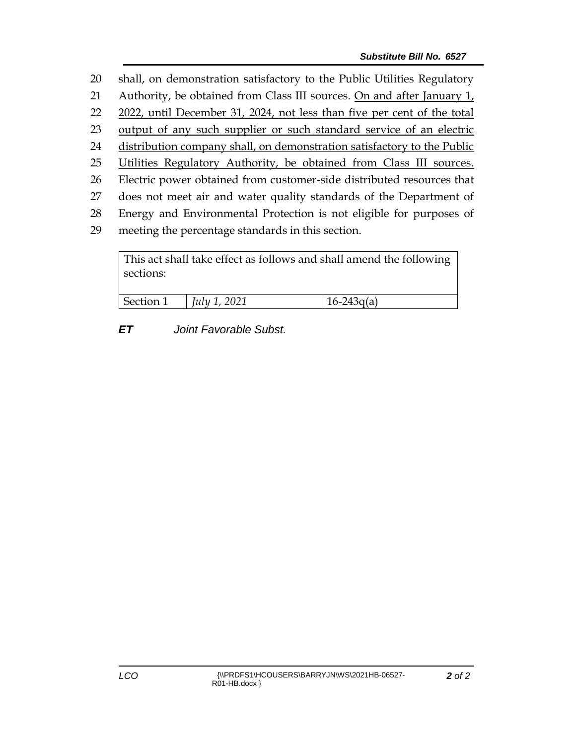20 shall, on demonstration satisfactory to the Public Utilities Regulatory
21 Authority, be obtained from Class III sources. <u>On and after January 1,</u>
22 <u>2022, until December 31, 2024, not less than five per cent of the total</u>
23 <u>output of any such supplier or such standard service of an electric</u>
24 <u>distribution company shall, on demonstration satisfactory to the Public</u>
25 <u>Utilities Regulatory Authority, be obtained from Class III sources.</u>
26 Electric power obtained from customer-side distributed resources that
27 does not meet air and water quality standards of the Department of
28 Energy and Environmental Protection is not eligible for purposes of
29 meeting the percentage standards in this section.

| This act shall take effect as follows and shall amend the following sections: | | |
|---|---|---|
| Section 1 | *July 1, 2021* | 16-243q(a) |

***ET*** *Joint Favorable Subst.*